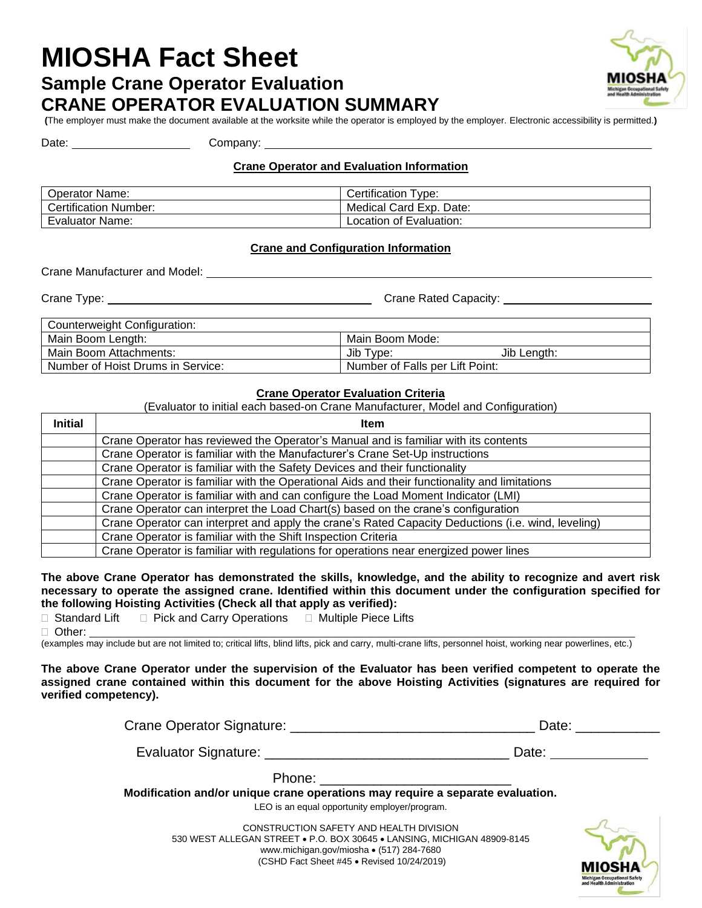# MIOSHA Fact Sheet

## Sample Crane Operator Evaluation

## CRANE OPERATOR EVALUATION SUMMARY

**(**The employer must make the document available at the worksite while the operator is employed by the employer. Electronic accessibility is permitted.**)**

Date: ____________________ Company: ________________________________________________

### Crane Operator and Evaluation Information

| Operator Name: | Certification Type: |
|---|---|
| Certification Number: | Medical Card Exp. Date: |
| Evaluator Name: | Location of Evaluation: |

### Crane and Configuration Information

Crane Manufacturer and Model: ________________________________________________

Crane Type: ________________________________ Crane Rated Capacity: ____________________

| Counterweight Configuration: | |
|---|---|
| Main Boom Length: | Main Boom Mode: |
| Main Boom Attachments: | Jib Type: Jib Length: |
| Number of Hoist Drums in Service: | Number of Falls per Lift Point: |

### Crane Operator Evaluation Criteria

(Evaluator to initial each based-on Crane Manufacturer, Model and Configuration)

| Initial | Item |
|---|---|
| | Crane Operator has reviewed the Operator's Manual and is familiar with its contents |
| | Crane Operator is familiar with the Manufacturer's Crane Set-Up instructions |
| | Crane Operator is familiar with the Safety Devices and their functionality |
| | Crane Operator is familiar with the Operational Aids and their functionality and limitations |
| | Crane Operator is familiar with and can configure the Load Moment Indicator (LMI) |
| | Crane Operator can interpret the Load Chart(s) based on the crane's configuration |
| | Crane Operator can interpret and apply the crane's Rated Capacity Deductions (i.e. wind, leveling) |
| | Crane Operator is familiar with the Shift Inspection Criteria |
| | Crane Operator is familiar with regulations for operations near energized power lines |

**The above Crane Operator has demonstrated the skills, knowledge, and the ability to recognize and avert risk necessary to operate the assigned crane. Identified within this document under the configuration specified for the following Hoisting Activities (Check all that apply as verified):**

☐ Standard Lift ☐ Pick and Carry Operations ☐ Multiple Piece Lifts

☐ Other: ________________________________________________

(examples may include but are not limited to; critical lifts, blind lifts, pick and carry, multi-crane lifts, personnel hoist, working near powerlines, etc.)

**The above Crane Operator under the supervision of the Evaluator has been verified competent to operate the assigned crane contained within this document for the above Hoisting Activities (signatures are required for verified competency).**

Crane Operator Signature: ________________________________ Date: ___________

Evaluator Signature: ________________________________ Date: ___________

Phone: __________________________

**Modification and/or unique crane operations may require a separate evaluation.**

LEO is an equal opportunity employer/program.

CONSTRUCTION SAFETY AND HEALTH DIVISION
530 WEST ALLEGAN STREET • P.O. BOX 30645 • LANSING, MICHIGAN 48909-8145
www.michigan.gov/miosha • (517) 284-7680
(CSHD Fact Sheet #45 • Revised 10/24/2019)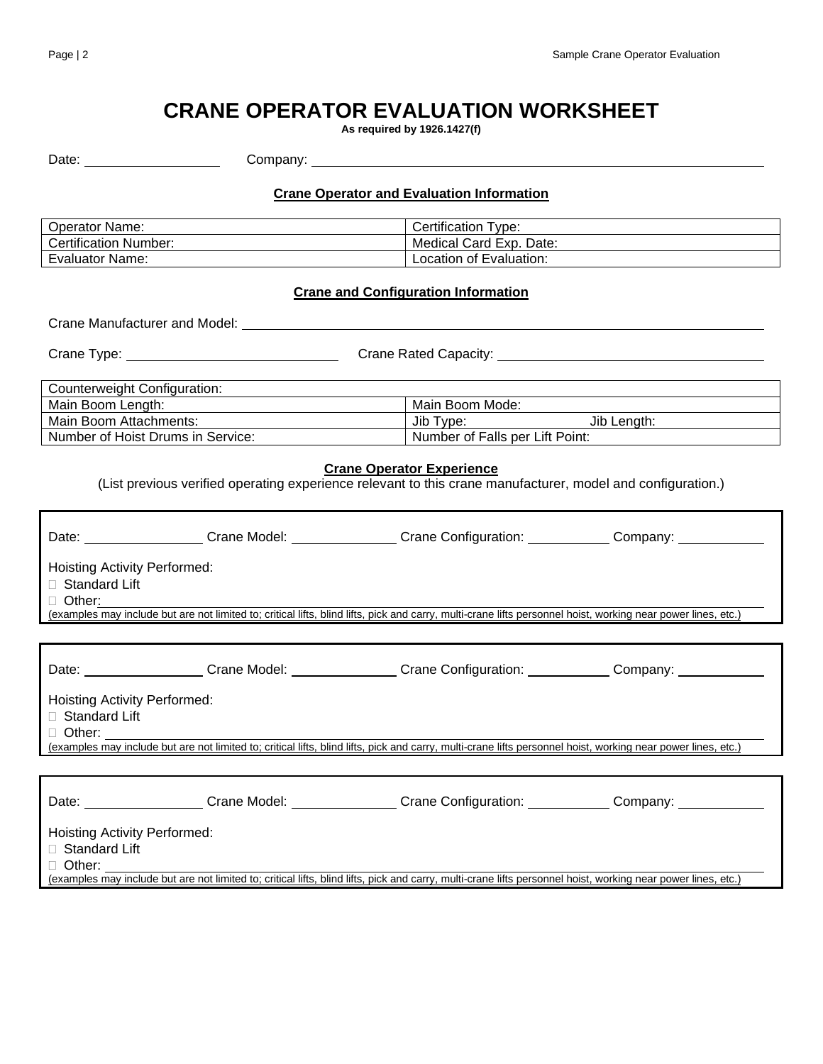# CRANE OPERATOR EVALUATION WORKSHEET

**As required by 1926.1427(f)**

Date: \_\_\_\_\_\_\_\_\_\_\_\_\_\_\_\_ Company: \_\_\_\_\_\_\_\_\_\_\_\_\_\_\_\_\_\_\_\_\_\_\_\_\_\_\_\_\_\_\_\_\_\_\_\_\_\_\_\_\_\_\_\_\_\_\_\_

## Crane Operator and Evaluation Information

| Operator Name: | Certification Type: |
|---|---|
| Certification Number: | Medical Card Exp. Date: |
| Evaluator Name: | Location of Evaluation: |

## Crane and Configuration Information

Crane Manufacturer and Model: \_\_\_\_\_\_\_\_\_\_\_\_\_\_\_\_\_\_\_\_\_\_\_\_\_\_\_\_\_\_\_\_\_\_\_\_\_\_\_\_\_\_\_\_\_\_\_\_\_\_\_\_

Crane Type: \_\_\_\_\_\_\_\_\_\_\_\_\_\_\_\_\_\_\_\_\_\_\_\_ Crane Rated Capacity: \_\_\_\_\_\_\_\_\_\_\_\_\_\_\_\_\_\_\_\_\_\_\_\_\_\_\_\_

| Counterweight Configuration: | |
|---|---|
| Main Boom Length: | Main Boom Mode: |
| Main Boom Attachments: | Jib Type: Jib Length: |
| Number of Hoist Drums in Service: | Number of Falls per Lift Point: |

## Crane Operator Experience

(List previous verified operating experience relevant to this crane manufacturer, model and configuration.)

Date: \_\_\_\_\_\_\_\_\_\_\_\_\_\_ Crane Model: \_\_\_\_\_\_\_\_\_\_\_\_\_ Crane Configuration: \_\_\_\_\_\_\_\_\_\_ Company: \_\_\_\_\_\_\_\_\_\_

Hoisting Activity Performed:

- ☐ Standard Lift
- ☐ Other: \_\_\_\_\_\_\_\_\_\_\_\_\_\_\_\_\_\_\_\_\_\_\_\_\_\_\_\_\_\_\_\_\_\_\_\_\_\_\_\_\_\_\_\_\_\_\_\_\_\_\_\_\_\_\_\_\_\_\_\_\_\_\_\_\_\_

(examples may include but are not limited to; critical lifts, blind lifts, pick and carry, multi-crane lifts personnel hoist, working near power lines, etc.)

Date: \_\_\_\_\_\_\_\_\_\_\_\_\_\_ Crane Model: \_\_\_\_\_\_\_\_\_\_\_\_\_ Crane Configuration: \_\_\_\_\_\_\_\_\_\_ Company: \_\_\_\_\_\_\_\_\_\_

Hoisting Activity Performed:

- ☐ Standard Lift
- ☐ Other: \_\_\_\_\_\_\_\_\_\_\_\_\_\_\_\_\_\_\_\_\_\_\_\_\_\_\_\_\_\_\_\_\_\_\_\_\_\_\_\_\_\_\_\_\_\_\_\_\_\_\_\_\_\_\_\_\_\_\_\_\_\_\_\_\_\_

(examples may include but are not limited to; critical lifts, blind lifts, pick and carry, multi-crane lifts personnel hoist, working near power lines, etc.)

Date: \_\_\_\_\_\_\_\_\_\_\_\_\_\_ Crane Model: \_\_\_\_\_\_\_\_\_\_\_\_\_ Crane Configuration: \_\_\_\_\_\_\_\_\_\_ Company: \_\_\_\_\_\_\_\_\_\_

Hoisting Activity Performed:

- ☐ Standard Lift
- ☐ Other: \_\_\_\_\_\_\_\_\_\_\_\_\_\_\_\_\_\_\_\_\_\_\_\_\_\_\_\_\_\_\_\_\_\_\_\_\_\_\_\_\_\_\_\_\_\_\_\_\_\_\_\_\_\_\_\_\_\_\_\_\_\_\_\_\_\_

(examples may include but are not limited to; critical lifts, blind lifts, pick and carry, multi-crane lifts personnel hoist, working near power lines, etc.)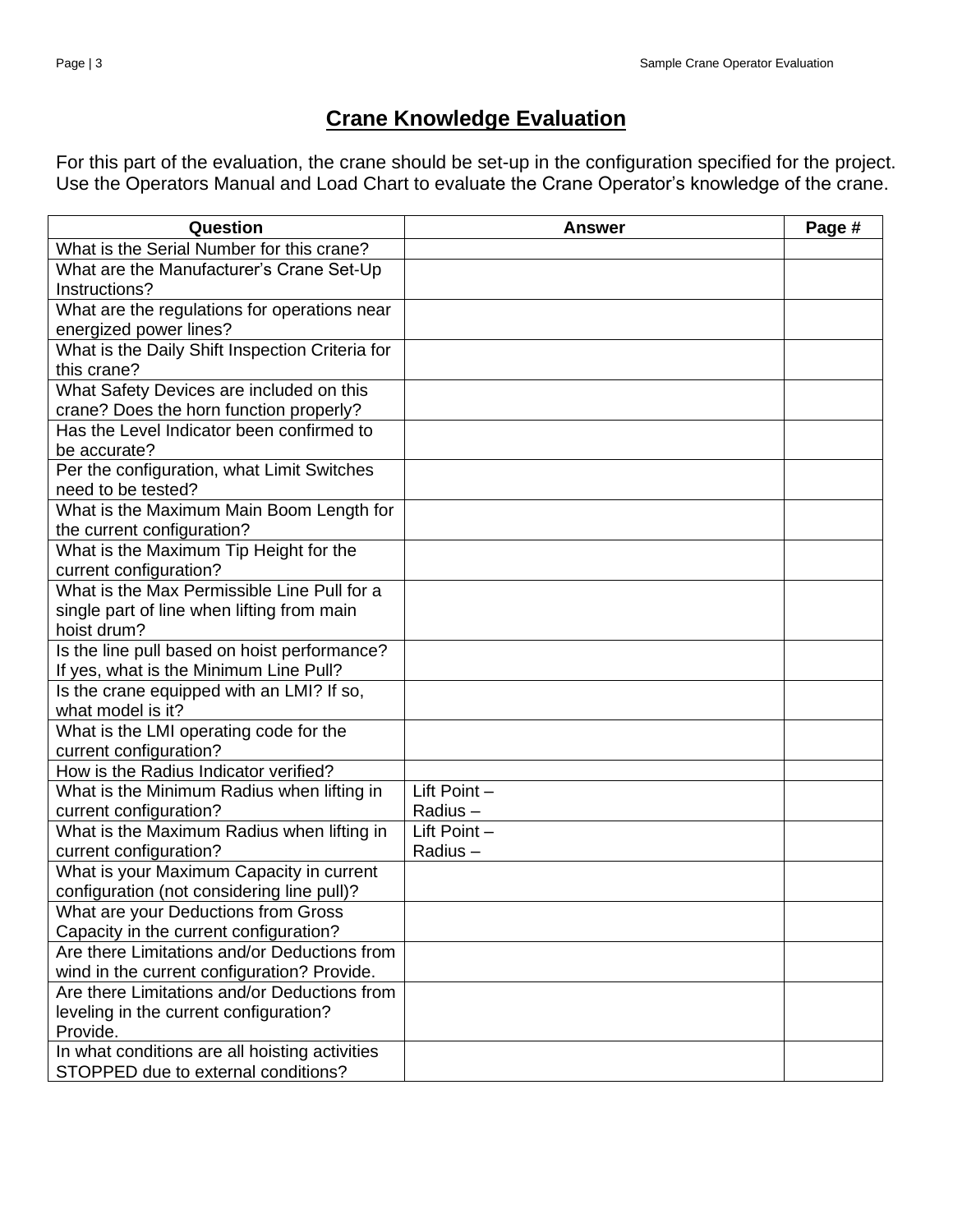# Crane Knowledge Evaluation

For this part of the evaluation, the crane should be set-up in the configuration specified for the project. Use the Operators Manual and Load Chart to evaluate the Crane Operator's knowledge of the crane.

| Question | Answer | Page # |
|---|---|---|
| What is the Serial Number for this crane? | | |
| What are the Manufacturer's Crane Set-Up Instructions? | | |
| What are the regulations for operations near energized power lines? | | |
| What is the Daily Shift Inspection Criteria for this crane? | | |
| What Safety Devices are included on this crane? Does the horn function properly? | | |
| Has the Level Indicator been confirmed to be accurate? | | |
| Per the configuration, what Limit Switches need to be tested? | | |
| What is the Maximum Main Boom Length for the current configuration? | | |
| What is the Maximum Tip Height for the current configuration? | | |
| What is the Max Permissible Line Pull for a single part of line when lifting from main hoist drum? | | |
| Is the line pull based on hoist performance? If yes, what is the Minimum Line Pull? | | |
| Is the crane equipped with an LMI? If so, what model is it? | | |
| What is the LMI operating code for the current configuration? | | |
| How is the Radius Indicator verified? | | |
| What is the Minimum Radius when lifting in current configuration? | Lift Point –<br>Radius – | |
| What is the Maximum Radius when lifting in current configuration? | Lift Point –<br>Radius – | |
| What is your Maximum Capacity in current configuration (not considering line pull)? | | |
| What are your Deductions from Gross Capacity in the current configuration? | | |
| Are there Limitations and/or Deductions from wind in the current configuration? Provide. | | |
| Are there Limitations and/or Deductions from leveling in the current configuration? Provide. | | |
| In what conditions are all hoisting activities STOPPED due to external conditions? | | |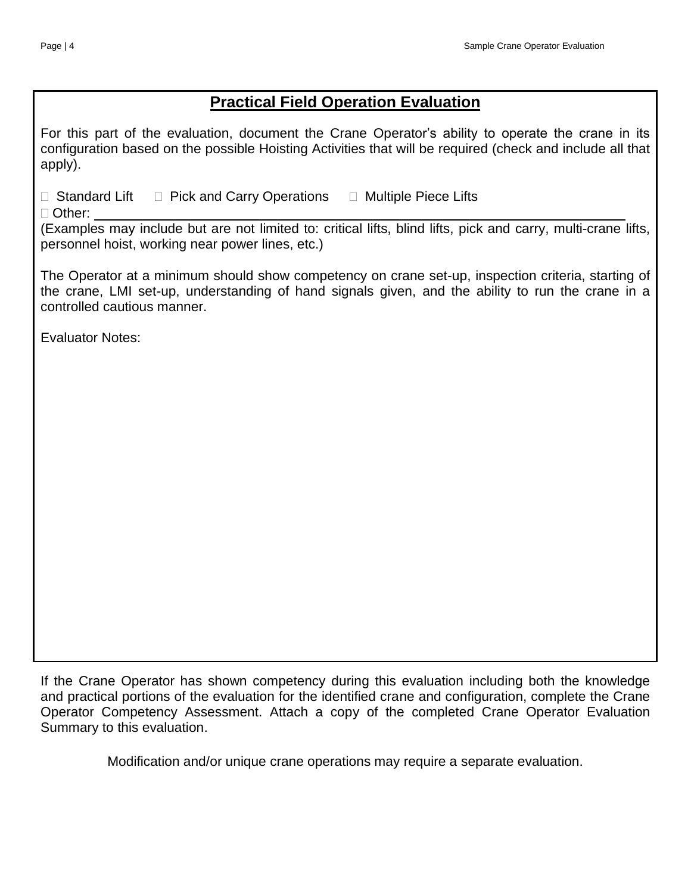## Practical Field Operation Evaluation

For this part of the evaluation, document the Crane Operator's ability to operate the crane in its configuration based on the possible Hoisting Activities that will be required (check and include all that apply).

☐ Standard Lift ☐ Pick and Carry Operations ☐ Multiple Piece Lifts

☐ Other: ______________________________________________________________

(Examples may include but are not limited to: critical lifts, blind lifts, pick and carry, multi-crane lifts, personnel hoist, working near power lines, etc.)

The Operator at a minimum should show competency on crane set-up, inspection criteria, starting of the crane, LMI set-up, understanding of hand signals given, and the ability to run the crane in a controlled cautious manner.

Evaluator Notes:

If the Crane Operator has shown competency during this evaluation including both the knowledge and practical portions of the evaluation for the identified crane and configuration, complete the Crane Operator Competency Assessment. Attach a copy of the completed Crane Operator Evaluation Summary to this evaluation.

Modification and/or unique crane operations may require a separate evaluation.